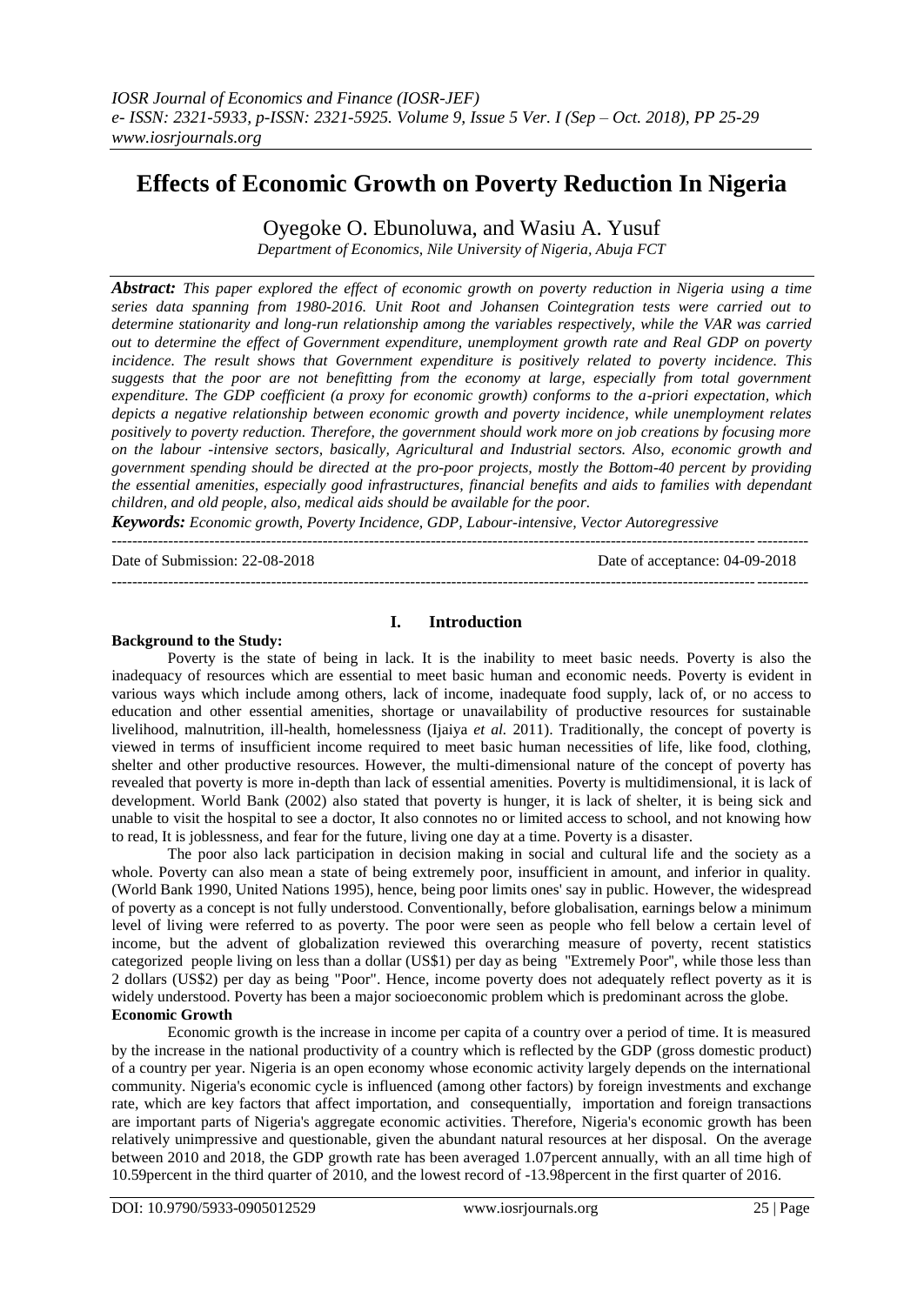# Effects of Economic Growth on Poverty Reduction In Nigeria

Oyegoke O. Ebunoluwa, and Wasiu A. Yusuf

*Department of Economics, Nile University of Nigeria, Abuja FCT*

***Abstract:*** *This paper explored the effect of economic growth on poverty reduction in Nigeria using a time series data spanning from 1980-2016. Unit Root and Johansen Cointegration tests were carried out to determine stationarity and long-run relationship among the variables respectively, while the VAR was carried out to determine the effect of Government expenditure, unemployment growth rate and Real GDP on poverty incidence. The result shows that Government expenditure is positively related to poverty incidence. This suggests that the poor are not benefitting from the economy at large, especially from total government expenditure. The GDP coefficient (a proxy for economic growth) conforms to the a-priori expectation, which depicts a negative relationship between economic growth and poverty incidence, while unemployment relates positively to poverty reduction. Therefore, the government should work more on job creations by focusing more on the labour -intensive sectors, basically, Agricultural and Industrial sectors. Also, economic growth and government spending should be directed at the pro-poor projects, mostly the Bottom-40 percent by providing the essential amenities, especially good infrastructures, financial benefits and aids to families with dependant children, and old people, also, medical aids should be available for the poor.*

***Keywords:*** *Economic growth, Poverty Incidence, GDP, Labour-intensive, Vector Autoregressive*

---

Date of Submission: 22-08-2018 Date of acceptance: 04-09-2018

---

## I. Introduction

**Background to the Study:**

Poverty is the state of being in lack. It is the inability to meet basic needs. Poverty is also the inadequacy of resources which are essential to meet basic human and economic needs. Poverty is evident in various ways which include among others, lack of income, inadequate food supply, lack of, or no access to education and other essential amenities, shortage or unavailability of productive resources for sustainable livelihood, malnutrition, ill-health, homelessness (Ijaiya *et al.* 2011). Traditionally, the concept of poverty is viewed in terms of insufficient income required to meet basic human necessities of life, like food, clothing, shelter and other productive resources. However, the multi-dimensional nature of the concept of poverty has revealed that poverty is more in-depth than lack of essential amenities. Poverty is multidimensional, it is lack of development. World Bank (2002) also stated that poverty is hunger, it is lack of shelter, it is being sick and unable to visit the hospital to see a doctor, It also connotes no or limited access to school, and not knowing how to read, It is joblessness, and fear for the future, living one day at a time. Poverty is a disaster.

The poor also lack participation in decision making in social and cultural life and the society as a whole. Poverty can also mean a state of being extremely poor, insufficient in amount, and inferior in quality. (World Bank 1990, United Nations 1995), hence, being poor limits ones' say in public. However, the widespread of poverty as a concept is not fully understood. Conventionally, before globalisation, earnings below a minimum level of living were referred to as poverty. The poor were seen as people who fell below a certain level of income, but the advent of globalization reviewed this overarching measure of poverty, recent statistics categorized people living on less than a dollar (US$1) per day as being "Extremely Poor", while those less than 2 dollars (US$2) per day as being "Poor". Hence, income poverty does not adequately reflect poverty as it is widely understood. Poverty has been a major socioeconomic problem which is predominant across the globe.

**Economic Growth**

Economic growth is the increase in income per capita of a country over a period of time. It is measured by the increase in the national productivity of a country which is reflected by the GDP (gross domestic product) of a country per year. Nigeria is an open economy whose economic activity largely depends on the international community. Nigeria's economic cycle is influenced (among other factors) by foreign investments and exchange rate, which are key factors that affect importation, and consequentially, importation and foreign transactions are important parts of Nigeria's aggregate economic activities. Therefore, Nigeria's economic growth has been relatively unimpressive and questionable, given the abundant natural resources at her disposal. On the average between 2010 and 2018, the GDP growth rate has been averaged 1.07percent annually, with an all time high of 10.59percent in the third quarter of 2010, and the lowest record of -13.98percent in the first quarter of 2016.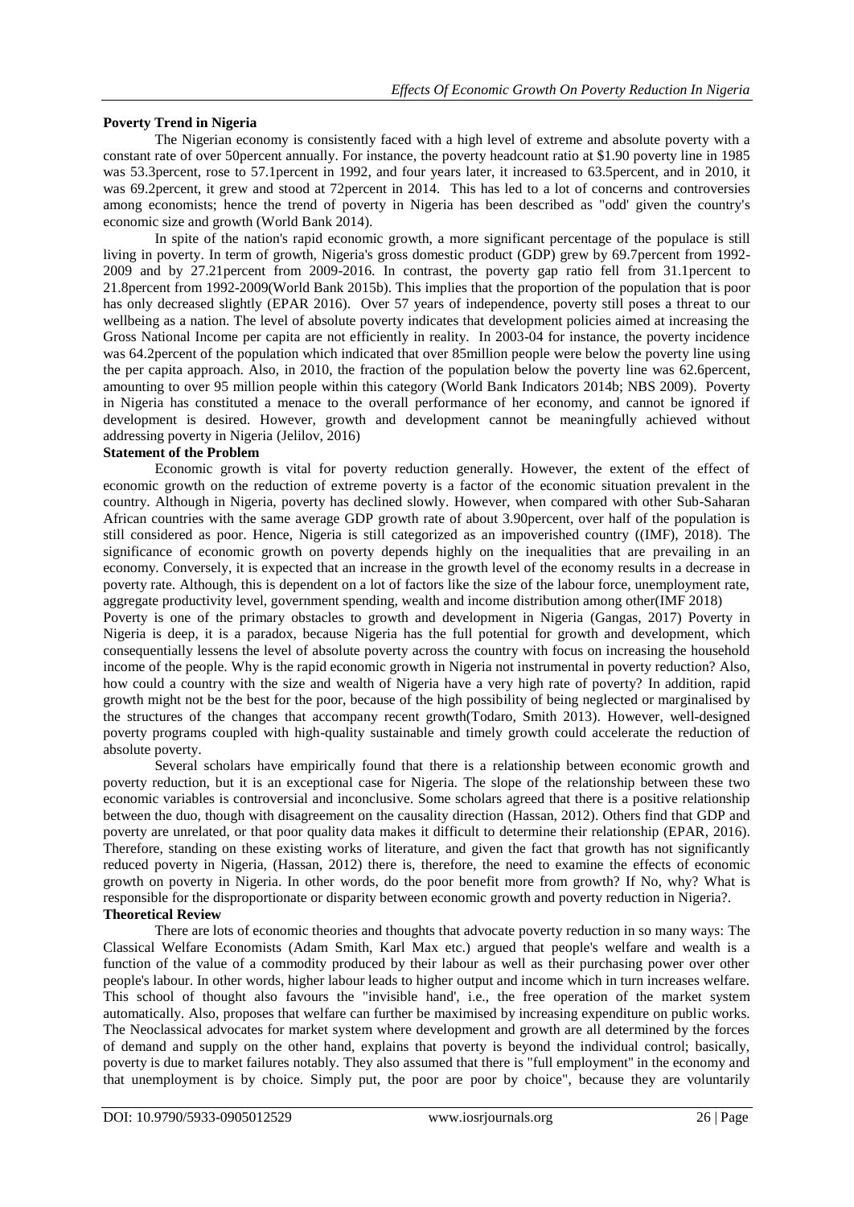**Poverty Trend in Nigeria**

The Nigerian economy is consistently faced with a high level of extreme and absolute poverty with a constant rate of over 50percent annually. For instance, the poverty headcount ratio at $1.90 poverty line in 1985 was 53.3percent, rose to 57.1percent in 1992, and four years later, it increased to 63.5percent, and in 2010, it was 69.2percent, it grew and stood at 72percent in 2014. This has led to a lot of concerns and controversies among economists; hence the trend of poverty in Nigeria has been described as "odd' given the country's economic size and growth (World Bank 2014).

In spite of the nation's rapid economic growth, a more significant percentage of the populace is still living in poverty. In term of growth, Nigeria's gross domestic product (GDP) grew by 69.7percent from 1992-2009 and by 27.21percent from 2009-2016. In contrast, the poverty gap ratio fell from 31.1percent to 21.8percent from 1992-2009(World Bank 2015b). This implies that the proportion of the population that is poor has only decreased slightly (EPAR 2016). Over 57 years of independence, poverty still poses a threat to our wellbeing as a nation. The level of absolute poverty indicates that development policies aimed at increasing the Gross National Income per capita are not efficiently in reality. In 2003-04 for instance, the poverty incidence was 64.2percent of the population which indicated that over 85million people were below the poverty line using the per capita approach. Also, in 2010, the fraction of the population below the poverty line was 62.6percent, amounting to over 95 million people within this category (World Bank Indicators 2014b; NBS 2009). Poverty in Nigeria has constituted a menace to the overall performance of her economy, and cannot be ignored if development is desired. However, growth and development cannot be meaningfully achieved without addressing poverty in Nigeria (Jelilov, 2016)

**Statement of the Problem**

Economic growth is vital for poverty reduction generally. However, the extent of the effect of economic growth on the reduction of extreme poverty is a factor of the economic situation prevalent in the country. Although in Nigeria, poverty has declined slowly. However, when compared with other Sub-Saharan African countries with the same average GDP growth rate of about 3.90percent, over half of the population is still considered as poor. Hence, Nigeria is still categorized as an impoverished country ((IMF), 2018). The significance of economic growth on poverty depends highly on the inequalities that are prevailing in an economy. Conversely, it is expected that an increase in the growth level of the economy results in a decrease in poverty rate. Although, this is dependent on a lot of factors like the size of the labour force, unemployment rate, aggregate productivity level, government spending, wealth and income distribution among other(IMF 2018)

Poverty is one of the primary obstacles to growth and development in Nigeria (Gangas, 2017) Poverty in Nigeria is deep, it is a paradox, because Nigeria has the full potential for growth and development, which consequentially lessens the level of absolute poverty across the country with focus on increasing the household income of the people. Why is the rapid economic growth in Nigeria not instrumental in poverty reduction? Also, how could a country with the size and wealth of Nigeria have a very high rate of poverty? In addition, rapid growth might not be the best for the poor, because of the high possibility of being neglected or marginalised by the structures of the changes that accompany recent growth(Todaro, Smith 2013). However, well-designed poverty programs coupled with high-quality sustainable and timely growth could accelerate the reduction of absolute poverty.

Several scholars have empirically found that there is a relationship between economic growth and poverty reduction, but it is an exceptional case for Nigeria. The slope of the relationship between these two economic variables is controversial and inconclusive. Some scholars agreed that there is a positive relationship between the duo, though with disagreement on the causality direction (Hassan, 2012). Others find that GDP and poverty are unrelated, or that poor quality data makes it difficult to determine their relationship (EPAR, 2016). Therefore, standing on these existing works of literature, and given the fact that growth has not significantly reduced poverty in Nigeria, (Hassan, 2012) there is, therefore, the need to examine the effects of economic growth on poverty in Nigeria. In other words, do the poor benefit more from growth? If No, why? What is responsible for the disproportionate or disparity between economic growth and poverty reduction in Nigeria?.

**Theoretical Review**

There are lots of economic theories and thoughts that advocate poverty reduction in so many ways: The Classical Welfare Economists (Adam Smith, Karl Max etc.) argued that people's welfare and wealth is a function of the value of a commodity produced by their labour as well as their purchasing power over other people's labour. In other words, higher labour leads to higher output and income which in turn increases welfare. This school of thought also favours the "invisible hand', i.e., the free operation of the market system automatically. Also, proposes that welfare can further be maximised by increasing expenditure on public works. The Neoclassical advocates for market system where development and growth are all determined by the forces of demand and supply on the other hand, explains that poverty is beyond the individual control; basically, poverty is due to market failures notably. They also assumed that there is "full employment" in the economy and that unemployment is by choice. Simply put, the poor are poor by choice", because they are voluntarily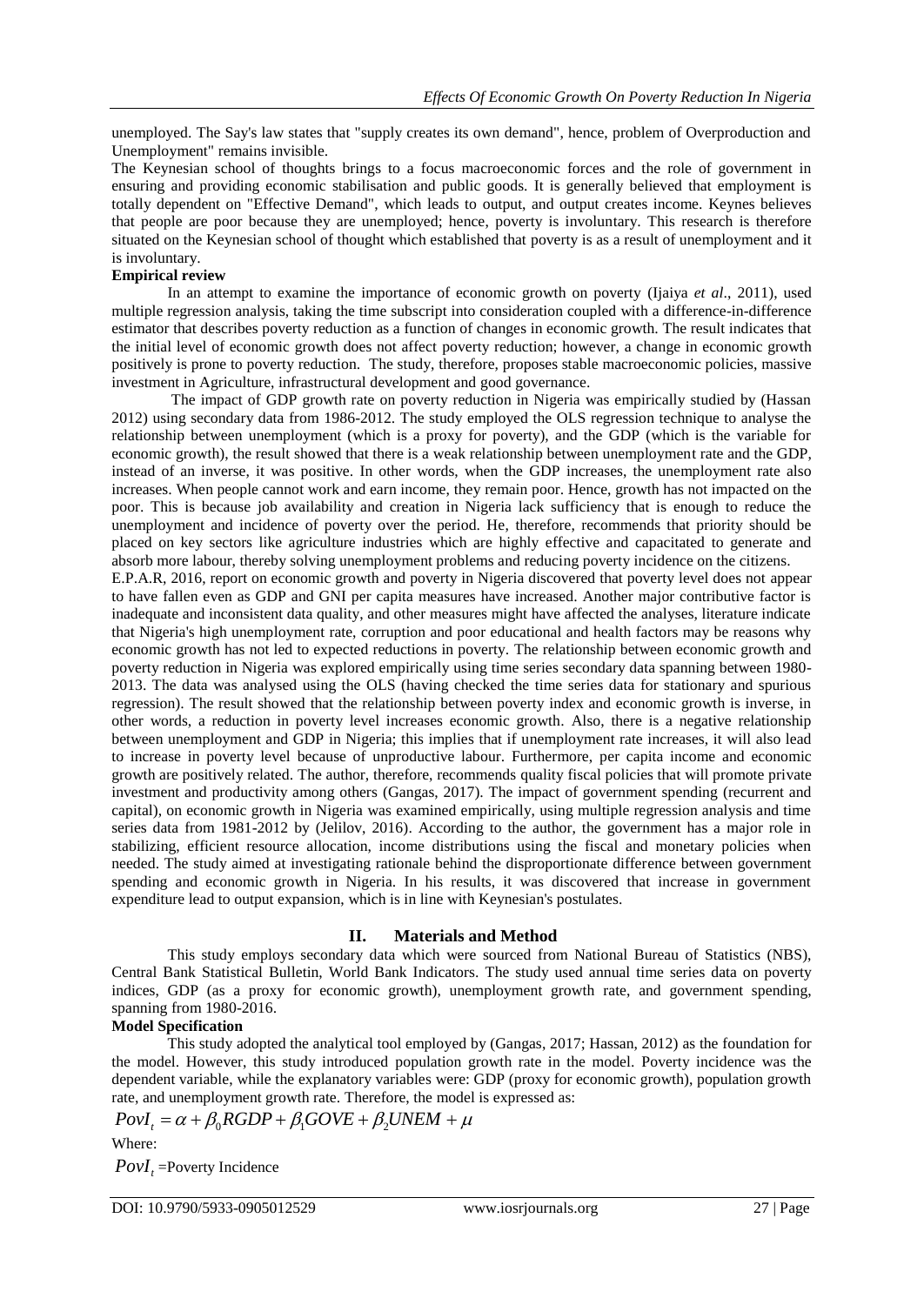unemployed. The Say's law states that "supply creates its own demand", hence, problem of Overproduction and Unemployment" remains invisible.

The Keynesian school of thoughts brings to a focus macroeconomic forces and the role of government in ensuring and providing economic stabilisation and public goods. It is generally believed that employment is totally dependent on "Effective Demand", which leads to output, and output creates income. Keynes believes that people are poor because they are unemployed; hence, poverty is involuntary. This research is therefore situated on the Keynesian school of thought which established that poverty is as a result of unemployment and it is involuntary.

**Empirical review**

In an attempt to examine the importance of economic growth on poverty (Ijaiya *et al*., 2011), used multiple regression analysis, taking the time subscript into consideration coupled with a difference-in-difference estimator that describes poverty reduction as a function of changes in economic growth. The result indicates that the initial level of economic growth does not affect poverty reduction; however, a change in economic growth positively is prone to poverty reduction. The study, therefore, proposes stable macroeconomic policies, massive investment in Agriculture, infrastructural development and good governance.

The impact of GDP growth rate on poverty reduction in Nigeria was empirically studied by (Hassan 2012) using secondary data from 1986-2012. The study employed the OLS regression technique to analyse the relationship between unemployment (which is a proxy for poverty), and the GDP (which is the variable for economic growth), the result showed that there is a weak relationship between unemployment rate and the GDP, instead of an inverse, it was positive. In other words, when the GDP increases, the unemployment rate also increases. When people cannot work and earn income, they remain poor. Hence, growth has not impacted on the poor. This is because job availability and creation in Nigeria lack sufficiency that is enough to reduce the unemployment and incidence of poverty over the period. He, therefore, recommends that priority should be placed on key sectors like agriculture industries which are highly effective and capacitated to generate and absorb more labour, thereby solving unemployment problems and reducing poverty incidence on the citizens.

E.P.A.R, 2016, report on economic growth and poverty in Nigeria discovered that poverty level does not appear to have fallen even as GDP and GNI per capita measures have increased. Another major contributive factor is inadequate and inconsistent data quality, and other measures might have affected the analyses, literature indicate that Nigeria's high unemployment rate, corruption and poor educational and health factors may be reasons why economic growth has not led to expected reductions in poverty. The relationship between economic growth and poverty reduction in Nigeria was explored empirically using time series secondary data spanning between 1980-2013. The data was analysed using the OLS (having checked the time series data for stationary and spurious regression). The result showed that the relationship between poverty index and economic growth is inverse, in other words, a reduction in poverty level increases economic growth. Also, there is a negative relationship between unemployment and GDP in Nigeria; this implies that if unemployment rate increases, it will also lead to increase in poverty level because of unproductive labour. Furthermore, per capita income and economic growth are positively related. The author, therefore, recommends quality fiscal policies that will promote private investment and productivity among others (Gangas, 2017). The impact of government spending (recurrent and capital), on economic growth in Nigeria was examined empirically, using multiple regression analysis and time series data from 1981-2012 by (Jelilov, 2016). According to the author, the government has a major role in stabilizing, efficient resource allocation, income distributions using the fiscal and monetary policies when needed. The study aimed at investigating rationale behind the disproportionate difference between government spending and economic growth in Nigeria. In his results, it was discovered that increase in government expenditure lead to output expansion, which is in line with Keynesian's postulates.

## II. Materials and Method

This study employs secondary data which were sourced from National Bureau of Statistics (NBS), Central Bank Statistical Bulletin, World Bank Indicators. The study used annual time series data on poverty indices, GDP (as a proxy for economic growth), unemployment growth rate, and government spending, spanning from 1980-2016.

**Model Specification**

This study adopted the analytical tool employed by (Gangas, 2017; Hassan, 2012) as the foundation for the model. However, this study introduced population growth rate in the model. Poverty incidence was the dependent variable, while the explanatory variables were: GDP (proxy for economic growth), population growth rate, and unemployment growth rate. Therefore, the model is expressed as:

$$PovI_t = \alpha + \beta_0 RGDP + \beta_1 GOVE + \beta_2 UNEM + \mu$$

Where:

$PovI_t$ =Poverty Incidence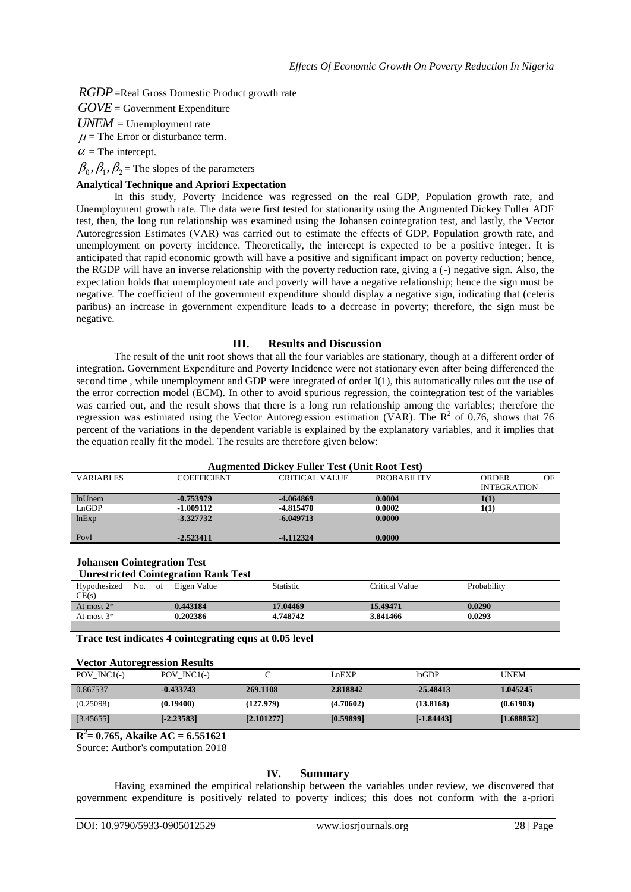$RGDP$ =Real Gross Domestic Product growth rate

$GOVE$ = Government Expenditure

$UNEM$ = Unemployment rate

$\mu$ = The Error or disturbance term.

$\alpha$ = The intercept.

$\beta_0, \beta_1, \beta_2$ = The slopes of the parameters

**Analytical Technique and Apriori Expectation**

In this study, Poverty Incidence was regressed on the real GDP, Population growth rate, and Unemployment growth rate. The data were first tested for stationarity using the Augmented Dickey Fuller ADF test, then, the long run relationship was examined using the Johansen cointegration test, and lastly, the Vector Autoregression Estimates (VAR) was carried out to estimate the effects of GDP, Population growth rate, and unemployment on poverty incidence. Theoretically, the intercept is expected to be a positive integer. It is anticipated that rapid economic growth will have a positive and significant impact on poverty reduction; hence, the RGDP will have an inverse relationship with the poverty reduction rate, giving a (-) negative sign. Also, the expectation holds that unemployment rate and poverty will have a negative relationship; hence the sign must be negative. The coefficient of the government expenditure should display a negative sign, indicating that (ceteris paribus) an increase in government expenditure leads to a decrease in poverty; therefore, the sign must be negative.

## III. Results and Discussion

The result of the unit root shows that all the four variables are stationary, though at a different order of integration. Government Expenditure and Poverty Incidence were not stationary even after being differenced the second time , while unemployment and GDP were integrated of order I(1), this automatically rules out the use of the error correction model (ECM). In other to avoid spurious regression, the cointegration test of the variables was carried out, and the result shows that there is a long run relationship among the variables; therefore the regression was estimated using the Vector Autoregression estimation (VAR). The $R^2$ of 0.76, shows that 76 percent of the variations in the dependent variable is explained by the explanatory variables, and it implies that the equation really fit the model. The results are therefore given below:

**Augmented Dickey Fuller Test (Unit Root Test)**

| VARIABLES | COEFFICIENT | CRITICAL VALUE | PROBABILITY | ORDER OF INTEGRATION |
|---|---|---|---|---|
| lnUnem | **-0.753979** | **-4.064869** | **0.0004** | **1(1)** |
| LnGDP | **-1.009112** | **-4.815470** | **0.0002** | **1(1)** |
| lnExp | **-3.327732** | **-6.049713** | **0.0000** | |
| PovI | **-2.523411** | **-4.112324** | **0.0000** | |

**Johansen Cointegration Test**

**Unrestricted Cointegration Rank Test**

| Hypothesized No. of CE(s) | Eigen Value | Statistic | Critical Value | Probability |
|---|---|---|---|---|
| At most 2* | **0.443184** | **17.04469** | **15.49471** | **0.0290** |
| At most 3* | **0.202386** | **4.748742** | **3.841466** | **0.0293** |

**Trace test indicates 4 cointegrating eqns at 0.05 level**

**Vector Autoregression Results**

| POV_INC1(-) | POV_INC1(-) | C | LnEXP | lnGDP | UNEM |
|---|---|---|---|---|---|
| 0.867537 | **-0.433743** | **269.1108** | **2.818842** | **-25.48413** | **1.045245** |
| (0.25098) | **(0.19400)** | **(127.979)** | **(4.70602)** | **(13.8168)** | **(0.61903)** |
| [3.45655] | **[-2.23583]** | **[2.101277]** | **[0.59899]** | **[-1.84443]** | **[1.688852]** |

**$R^2$= 0.765, Akaike AC = 6.551621**

Source: Author's computation 2018

## IV. Summary

Having examined the empirical relationship between the variables under review, we discovered that government expenditure is positively related to poverty indices; this does not conform with the a-priori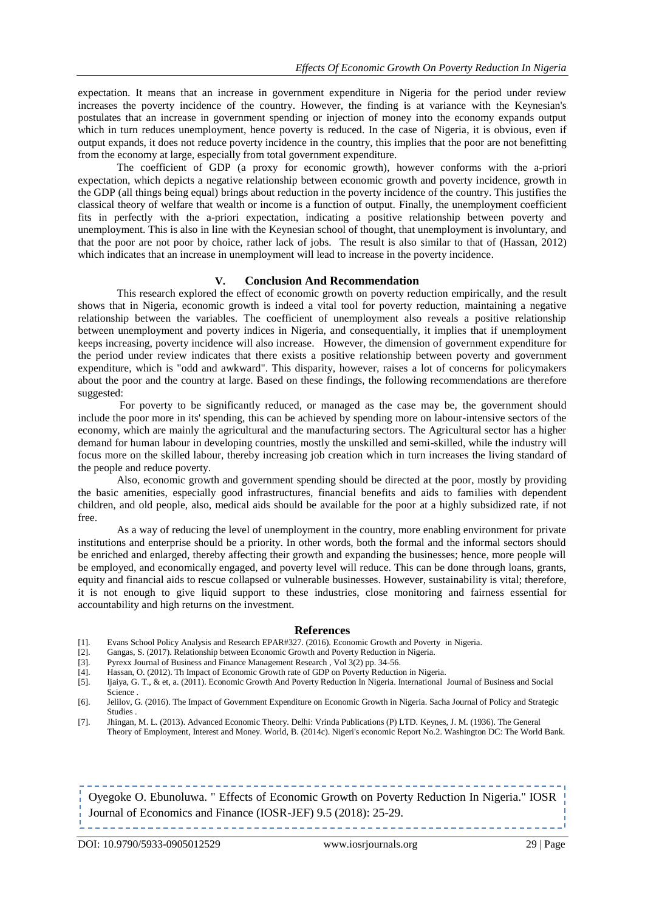expectation. It means that an increase in government expenditure in Nigeria for the period under review increases the poverty incidence of the country. However, the finding is at variance with the Keynesian's postulates that an increase in government spending or injection of money into the economy expands output which in turn reduces unemployment, hence poverty is reduced. In the case of Nigeria, it is obvious, even if output expands, it does not reduce poverty incidence in the country, this implies that the poor are not benefitting from the economy at large, especially from total government expenditure.

The coefficient of GDP (a proxy for economic growth), however conforms with the a-priori expectation, which depicts a negative relationship between economic growth and poverty incidence, growth in the GDP (all things being equal) brings about reduction in the poverty incidence of the country. This justifies the classical theory of welfare that wealth or income is a function of output. Finally, the unemployment coefficient fits in perfectly with the a-priori expectation, indicating a positive relationship between poverty and unemployment. This is also in line with the Keynesian school of thought, that unemployment is involuntary, and that the poor are not poor by choice, rather lack of jobs. The result is also similar to that of (Hassan, 2012) which indicates that an increase in unemployment will lead to increase in the poverty incidence.

## V. Conclusion And Recommendation

This research explored the effect of economic growth on poverty reduction empirically, and the result shows that in Nigeria, economic growth is indeed a vital tool for poverty reduction, maintaining a negative relationship between the variables. The coefficient of unemployment also reveals a positive relationship between unemployment and poverty indices in Nigeria, and consequentially, it implies that if unemployment keeps increasing, poverty incidence will also increase. However, the dimension of government expenditure for the period under review indicates that there exists a positive relationship between poverty and government expenditure, which is "odd and awkward". This disparity, however, raises a lot of concerns for policymakers about the poor and the country at large. Based on these findings, the following recommendations are therefore suggested:

For poverty to be significantly reduced, or managed as the case may be, the government should include the poor more in its' spending, this can be achieved by spending more on labour-intensive sectors of the economy, which are mainly the agricultural and the manufacturing sectors. The Agricultural sector has a higher demand for human labour in developing countries, mostly the unskilled and semi-skilled, while the industry will focus more on the skilled labour, thereby increasing job creation which in turn increases the living standard of the people and reduce poverty.

Also, economic growth and government spending should be directed at the poor, mostly by providing the basic amenities, especially good infrastructures, financial benefits and aids to families with dependent children, and old people, also, medical aids should be available for the poor at a highly subsidized rate, if not free.

As a way of reducing the level of unemployment in the country, more enabling environment for private institutions and enterprise should be a priority. In other words, both the formal and the informal sectors should be enriched and enlarged, thereby affecting their growth and expanding the businesses; hence, more people will be employed, and economically engaged, and poverty level will reduce. This can be done through loans, grants, equity and financial aids to rescue collapsed or vulnerable businesses. However, sustainability is vital; therefore, it is not enough to give liquid support to these industries, close monitoring and fairness essential for accountability and high returns on the investment.

## References

[1]. Evans School Policy Analysis and Research EPAR#327. (2016). Economic Growth and Poverty in Nigeria.

[2]. Gangas, S. (2017). Relationship between Economic Growth and Poverty Reduction in Nigeria.

[3]. Pyrexx Journal of Business and Finance Management Research , Vol 3(2) pp. 34-56.

[4]. Hassan, O. (2012). Th Impact of Economic Growth rate of GDP on Poverty Reduction in Nigeria.

[5]. Ijaiya, G. T., & et, a. (2011). Economic Growth And Poverty Reduction In Nigeria. International Journal of Business and Social Science .

[6]. Jelilov, G. (2016). The Impact of Government Expenditure on Economic Growth in Nigeria. Sacha Journal of Policy and Strategic Studies .

[7]. Jhingan, M. L. (2013). Advanced Economic Theory. Delhi: Vrinda Publications (P) LTD. Keynes, J. M. (1936). The General Theory of Employment, Interest and Money. World, B. (2014c). Nigeri's economic Report No.2. Washington DC: The World Bank.

Oyegoke O. Ebunoluwa. " Effects of Economic Growth on Poverty Reduction In Nigeria." IOSR Journal of Economics and Finance (IOSR-JEF) 9.5 (2018): 25-29.